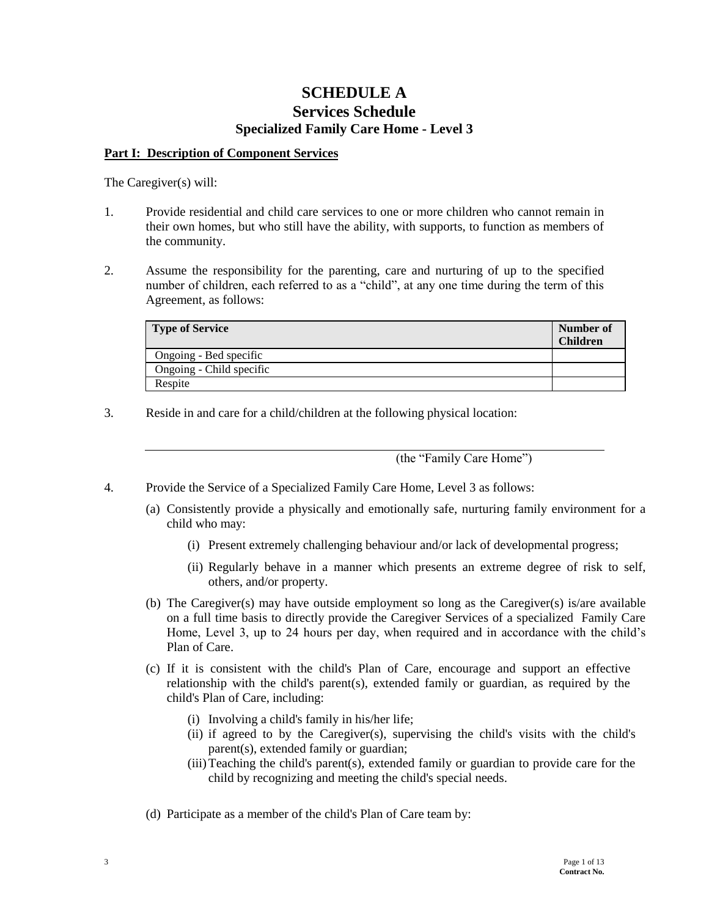# SCHEDULE A
## Services Schedule
### Specialized Family Care Home - Level 3

**Part I: Description of Component Services**

The Caregiver(s) will:

1. Provide residential and child care services to one or more children who cannot remain in their own homes, but who still have the ability, with supports, to function as members of the community.

2. Assume the responsibility for the parenting, care and nurturing of up to the specified number of children, each referred to as a "child", at any one time during the term of this Agreement, as follows:

| Type of Service | Number of Children |
|---|---|
| Ongoing - Bed specific | |
| Ongoing - Child specific | |
| Respite | |

3. Reside in and care for a child/children at the following physical location:

_______________________________________________
(the "Family Care Home")

4. Provide the Service of a Specialized Family Care Home, Level 3 as follows:

   (a) Consistently provide a physically and emotionally safe, nurturing family environment for a child who may:

      (i) Present extremely challenging behaviour and/or lack of developmental progress;

      (ii) Regularly behave in a manner which presents an extreme degree of risk to self, others, and/or property.

   (b) The Caregiver(s) may have outside employment so long as the Caregiver(s) is/are available on a full time basis to directly provide the Caregiver Services of a specialized Family Care Home, Level 3, up to 24 hours per day, when required and in accordance with the child's Plan of Care.

   (c) If it is consistent with the child's Plan of Care, encourage and support an effective relationship with the child's parent(s), extended family or guardian, as required by the child's Plan of Care, including:

      (i) Involving a child's family in his/her life;
      (ii) if agreed to by the Caregiver(s), supervising the child's visits with the child's parent(s), extended family or guardian;
      (iii) Teaching the child's parent(s), extended family or guardian to provide care for the child by recognizing and meeting the child's special needs.

   (d) Participate as a member of the child's Plan of Care team by: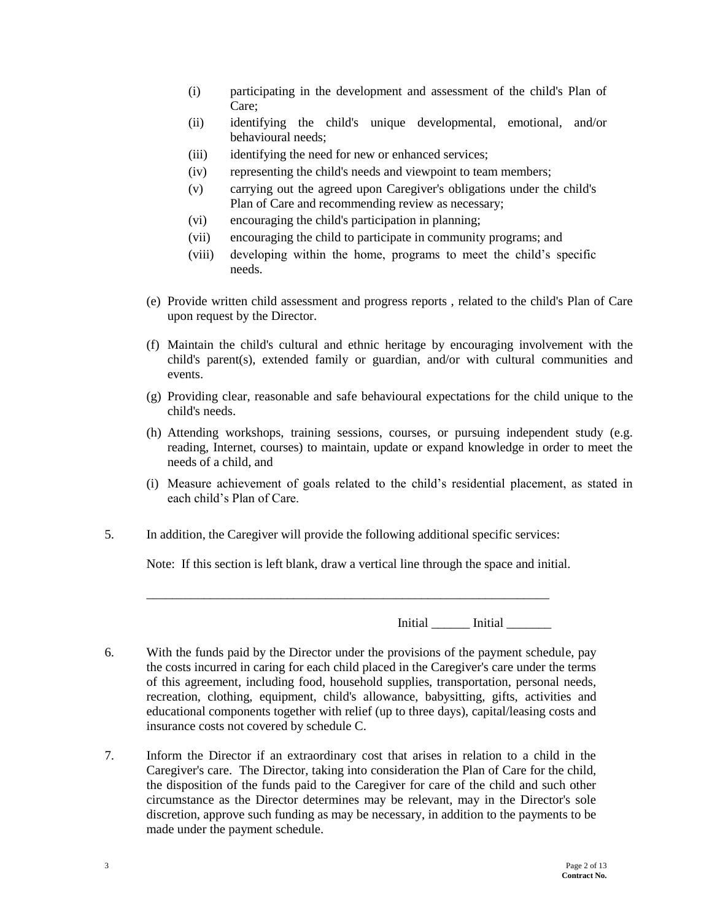(i) participating in the development and assessment of the child's Plan of Care;
(ii) identifying the child's unique developmental, emotional, and/or behavioural needs;
(iii) identifying the need for new or enhanced services;
(iv) representing the child's needs and viewpoint to team members;
(v) carrying out the agreed upon Caregiver's obligations under the child's Plan of Care and recommending review as necessary;
(vi) encouraging the child's participation in planning;
(vii) encouraging the child to participate in community programs; and
(viii) developing within the home, programs to meet the child's specific needs.

(e) Provide written child assessment and progress reports , related to the child's Plan of Care upon request by the Director.

(f) Maintain the child's cultural and ethnic heritage by encouraging involvement with the child's parent(s), extended family or guardian, and/or with cultural communities and events.

(g) Providing clear, reasonable and safe behavioural expectations for the child unique to the child's needs.

(h) Attending workshops, training sessions, courses, or pursuing independent study (e.g. reading, Internet, courses) to maintain, update or expand knowledge in order to meet the needs of a child, and

(i) Measure achievement of goals related to the child's residential placement, as stated in each child's Plan of Care.

5. In addition, the Caregiver will provide the following additional specific services:

Note: If this section is left blank, draw a vertical line through the space and initial.

_________________________________________________________________

Initial ______ Initial _______

6. With the funds paid by the Director under the provisions of the payment schedule, pay the costs incurred in caring for each child placed in the Caregiver's care under the terms of this agreement, including food, household supplies, transportation, personal needs, recreation, clothing, equipment, child's allowance, babysitting, gifts, activities and educational components together with relief (up to three days), capital/leasing costs and insurance costs not covered by schedule C.

7. Inform the Director if an extraordinary cost that arises in relation to a child in the Caregiver's care. The Director, taking into consideration the Plan of Care for the child, the disposition of the funds paid to the Caregiver for care of the child and such other circumstance as the Director determines may be relevant, may in the Director's sole discretion, approve such funding as may be necessary, in addition to the payments to be made under the payment schedule.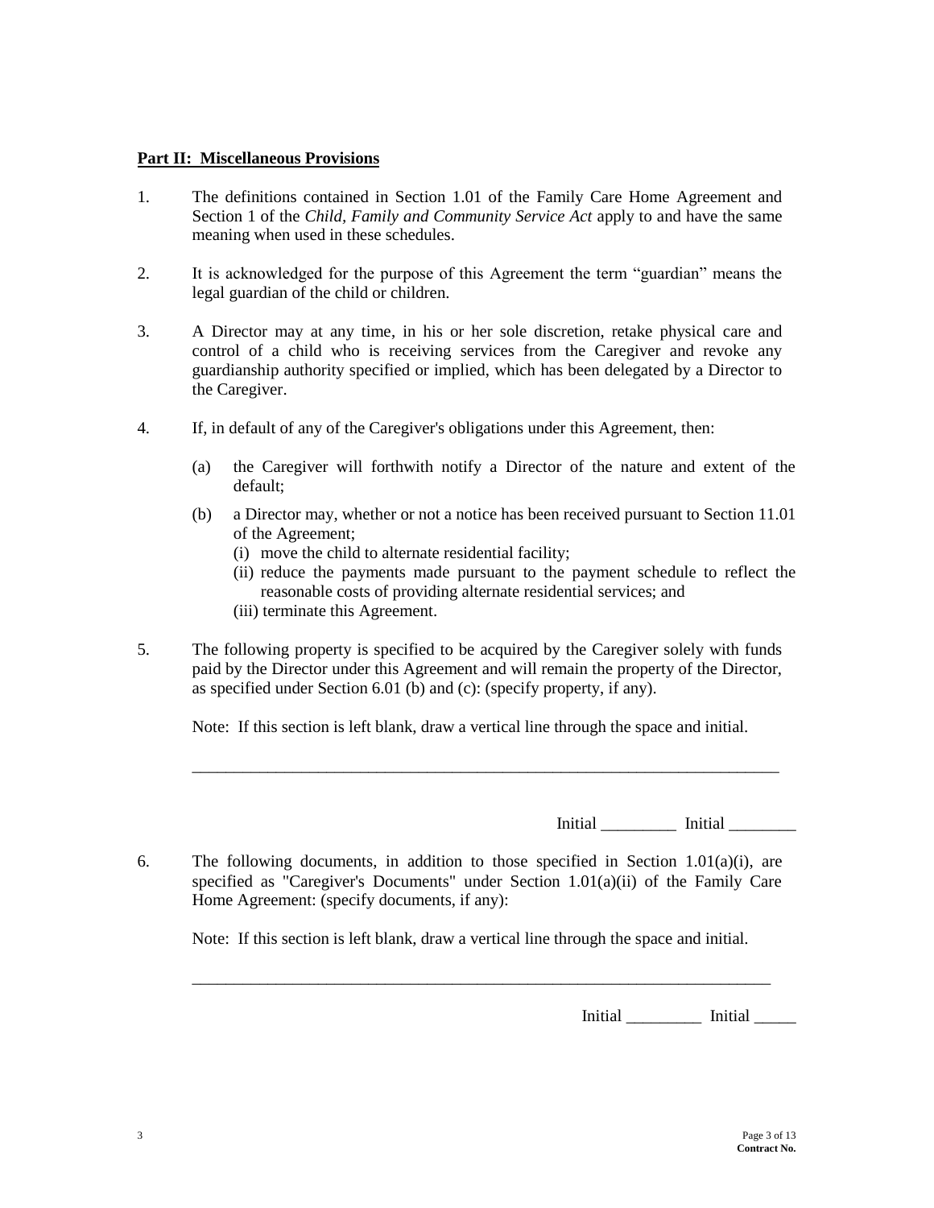**Part II: Miscellaneous Provisions**

1. The definitions contained in Section 1.01 of the Family Care Home Agreement and Section 1 of the *Child, Family and Community Service Act* apply to and have the same meaning when used in these schedules.

2. It is acknowledged for the purpose of this Agreement the term "guardian" means the legal guardian of the child or children.

3. A Director may at any time, in his or her sole discretion, retake physical care and control of a child who is receiving services from the Caregiver and revoke any guardianship authority specified or implied, which has been delegated by a Director to the Caregiver.

4. If, in default of any of the Caregiver's obligations under this Agreement, then:

   (a) the Caregiver will forthwith notify a Director of the nature and extent of the default;

   (b) a Director may, whether or not a notice has been received pursuant to Section 11.01 of the Agreement;

      (i) move the child to alternate residential facility;

      (ii) reduce the payments made pursuant to the payment schedule to reflect the reasonable costs of providing alternate residential services; and

      (iii) terminate this Agreement.

5. The following property is specified to be acquired by the Caregiver solely with funds paid by the Director under this Agreement and will remain the property of the Director, as specified under Section 6.01 (b) and (c): (specify property, if any).

   Note: If this section is left blank, draw a vertical line through the space and initial.

   ___________________________________________________________________________

   Initial _________ Initial ________

6. The following documents, in addition to those specified in Section 1.01(a)(i), are specified as "Caregiver's Documents" under Section 1.01(a)(ii) of the Family Care Home Agreement: (specify documents, if any):

   Note: If this section is left blank, draw a vertical line through the space and initial.

   ___________________________________________________________________________

   Initial _________ Initial _____

Contract No.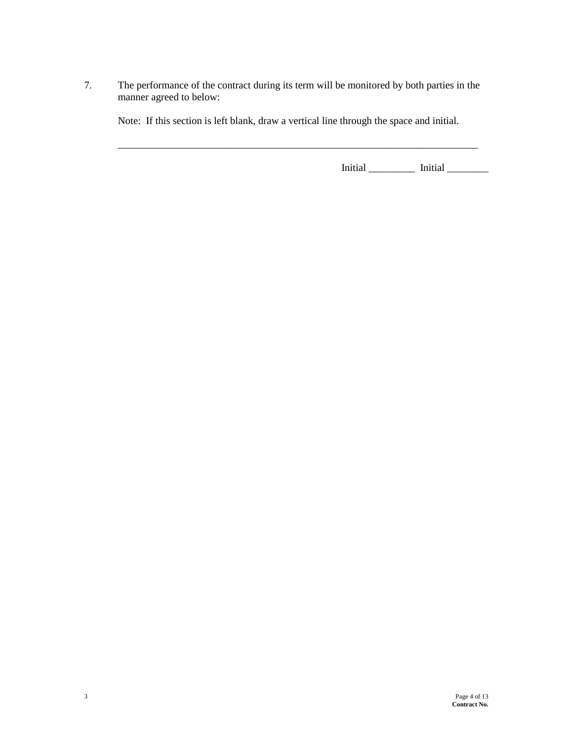7. The performance of the contract during its term will be monitored by both parties in the manner agreed to below:

   Note: If this section is left blank, draw a vertical line through the space and initial.

   ___________________________________________________________________________

Initial _________ Initial ________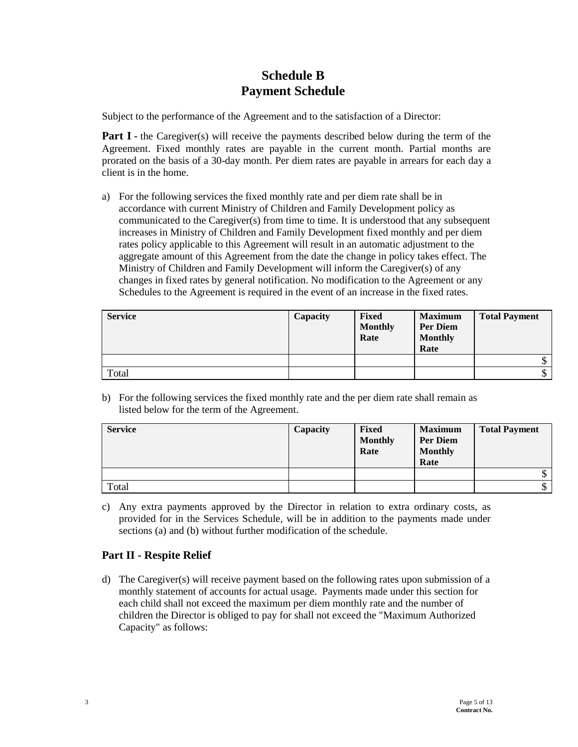# Schedule B
# Payment Schedule

Subject to the performance of the Agreement and to the satisfaction of a Director:

**Part I** - the Caregiver(s) will receive the payments described below during the term of the Agreement. Fixed monthly rates are payable in the current month. Partial months are prorated on the basis of a 30-day month. Per diem rates are payable in arrears for each day a client is in the home.

a) For the following services the fixed monthly rate and per diem rate shall be in accordance with current Ministry of Children and Family Development policy as communicated to the Caregiver(s) from time to time. It is understood that any subsequent increases in Ministry of Children and Family Development fixed monthly and per diem rates policy applicable to this Agreement will result in an automatic adjustment to the aggregate amount of this Agreement from the date the change in policy takes effect. The Ministry of Children and Family Development will inform the Caregiver(s) of any changes in fixed rates by general notification. No modification to the Agreement or any Schedules to the Agreement is required in the event of an increase in the fixed rates.

| Service | Capacity | Fixed Monthly Rate | Maximum Per Diem Monthly Rate | Total Payment |
|---|---|---|---|---|
| | | | | $ |
| Total | | | | $ |

b) For the following services the fixed monthly rate and the per diem rate shall remain as listed below for the term of the Agreement.

| Service | Capacity | Fixed Monthly Rate | Maximum Per Diem Monthly Rate | Total Payment |
|---|---|---|---|---|
| | | | | $ |
| Total | | | | $ |

c) Any extra payments approved by the Director in relation to extra ordinary costs, as provided for in the Services Schedule, will be in addition to the payments made under sections (a) and (b) without further modification of the schedule.

## Part II - Respite Relief

d) The Caregiver(s) will receive payment based on the following rates upon submission of a monthly statement of accounts for actual usage. Payments made under this section for each child shall not exceed the maximum per diem monthly rate and the number of children the Director is obliged to pay for shall not exceed the "Maximum Authorized Capacity" as follows: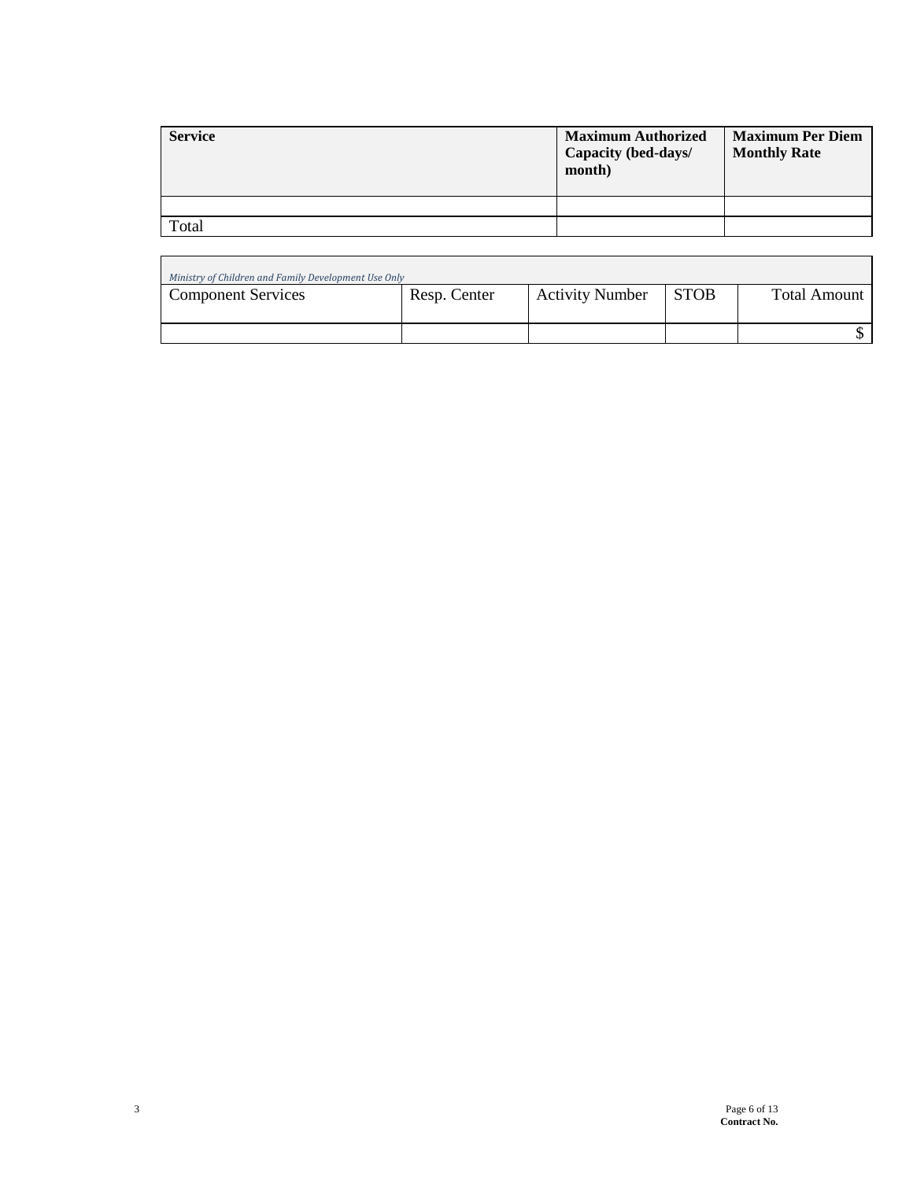| Service | Maximum Authorized Capacity (bed-days/ month) | Maximum Per Diem Monthly Rate |
|---|---|---|
| | | |
| Total | | |

*Ministry of Children and Family Development Use Only*

| Component Services | Resp. Center | Activity Number | STOB | Total Amount |
|---|---|---|---|---|
| | | | | $ |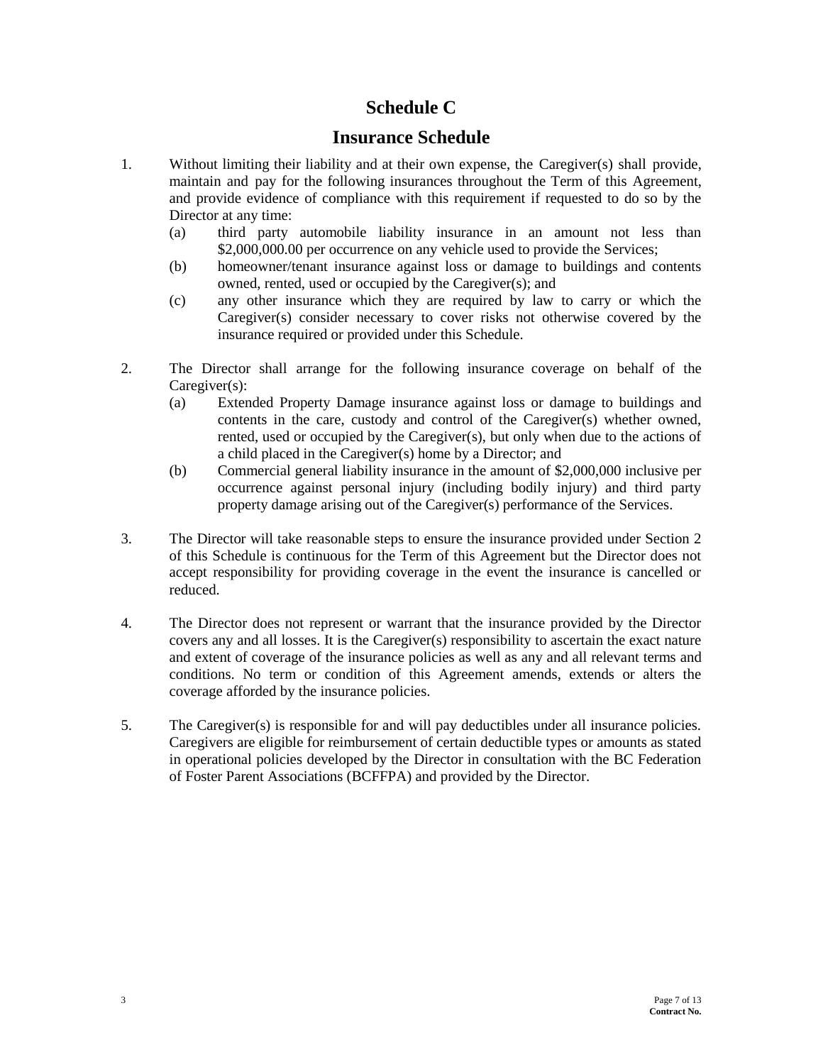# Schedule C

# Insurance Schedule

1. Without limiting their liability and at their own expense, the Caregiver(s) shall provide, maintain and pay for the following insurances throughout the Term of this Agreement, and provide evidence of compliance with this requirement if requested to do so by the Director at any time:
   (a) third party automobile liability insurance in an amount not less than $2,000,000.00 per occurrence on any vehicle used to provide the Services;
   (b) homeowner/tenant insurance against loss or damage to buildings and contents owned, rented, used or occupied by the Caregiver(s); and
   (c) any other insurance which they are required by law to carry or which the Caregiver(s) consider necessary to cover risks not otherwise covered by the insurance required or provided under this Schedule.

2. The Director shall arrange for the following insurance coverage on behalf of the Caregiver(s):
   (a) Extended Property Damage insurance against loss or damage to buildings and contents in the care, custody and control of the Caregiver(s) whether owned, rented, used or occupied by the Caregiver(s), but only when due to the actions of a child placed in the Caregiver(s) home by a Director; and
   (b) Commercial general liability insurance in the amount of $2,000,000 inclusive per occurrence against personal injury (including bodily injury) and third party property damage arising out of the Caregiver(s) performance of the Services.

3. The Director will take reasonable steps to ensure the insurance provided under Section 2 of this Schedule is continuous for the Term of this Agreement but the Director does not accept responsibility for providing coverage in the event the insurance is cancelled or reduced.

4. The Director does not represent or warrant that the insurance provided by the Director covers any and all losses. It is the Caregiver(s) responsibility to ascertain the exact nature and extent of coverage of the insurance policies as well as any and all relevant terms and conditions. No term or condition of this Agreement amends, extends or alters the coverage afforded by the insurance policies.

5. The Caregiver(s) is responsible for and will pay deductibles under all insurance policies. Caregivers are eligible for reimbursement of certain deductible types or amounts as stated in operational policies developed by the Director in consultation with the BC Federation of Foster Parent Associations (BCFFPA) and provided by the Director.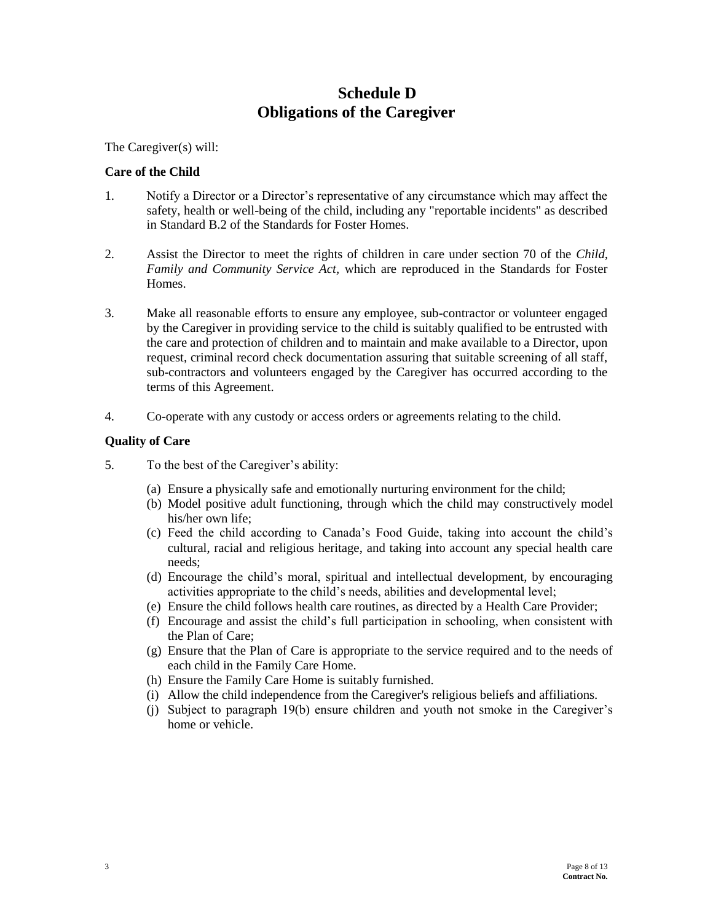# Schedule D
# Obligations of the Caregiver

The Caregiver(s) will:

**Care of the Child**

1. Notify a Director or a Director's representative of any circumstance which may affect the safety, health or well-being of the child, including any "reportable incidents" as described in Standard B.2 of the Standards for Foster Homes.

2. Assist the Director to meet the rights of children in care under section 70 of the *Child, Family and Community Service Act*, which are reproduced in the Standards for Foster Homes.

3. Make all reasonable efforts to ensure any employee, sub-contractor or volunteer engaged by the Caregiver in providing service to the child is suitably qualified to be entrusted with the care and protection of children and to maintain and make available to a Director, upon request, criminal record check documentation assuring that suitable screening of all staff, sub-contractors and volunteers engaged by the Caregiver has occurred according to the terms of this Agreement.

4. Co-operate with any custody or access orders or agreements relating to the child.

**Quality of Care**

5. To the best of the Caregiver's ability:

   (a) Ensure a physically safe and emotionally nurturing environment for the child;
   (b) Model positive adult functioning, through which the child may constructively model his/her own life;
   (c) Feed the child according to Canada's Food Guide, taking into account the child's cultural, racial and religious heritage, and taking into account any special health care needs;
   (d) Encourage the child's moral, spiritual and intellectual development, by encouraging activities appropriate to the child's needs, abilities and developmental level;
   (e) Ensure the child follows health care routines, as directed by a Health Care Provider;
   (f) Encourage and assist the child's full participation in schooling, when consistent with the Plan of Care;
   (g) Ensure that the Plan of Care is appropriate to the service required and to the needs of each child in the Family Care Home.
   (h) Ensure the Family Care Home is suitably furnished.
   (i) Allow the child independence from the Caregiver's religious beliefs and affiliations.
   (j) Subject to paragraph 19(b) ensure children and youth not smoke in the Caregiver's home or vehicle.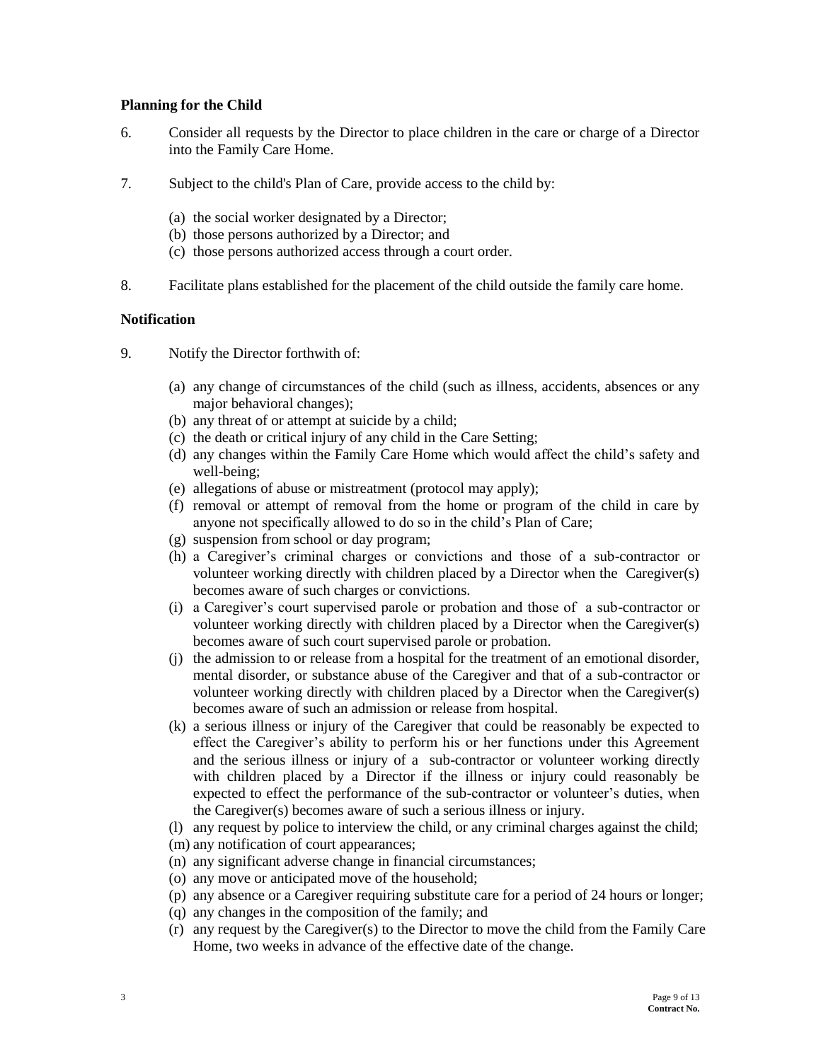**Planning for the Child**

6. Consider all requests by the Director to place children in the care or charge of a Director into the Family Care Home.

7. Subject to the child's Plan of Care, provide access to the child by:

   (a) the social worker designated by a Director;
   (b) those persons authorized by a Director; and
   (c) those persons authorized access through a court order.

8. Facilitate plans established for the placement of the child outside the family care home.

**Notification**

9. Notify the Director forthwith of:

   (a) any change of circumstances of the child (such as illness, accidents, absences or any major behavioral changes);
   (b) any threat of or attempt at suicide by a child;
   (c) the death or critical injury of any child in the Care Setting;
   (d) any changes within the Family Care Home which would affect the child's safety and well-being;
   (e) allegations of abuse or mistreatment (protocol may apply);
   (f) removal or attempt of removal from the home or program of the child in care by anyone not specifically allowed to do so in the child's Plan of Care;
   (g) suspension from school or day program;
   (h) a Caregiver's criminal charges or convictions and those of a sub-contractor or volunteer working directly with children placed by a Director when the Caregiver(s) becomes aware of such charges or convictions.
   (i) a Caregiver's court supervised parole or probation and those of a sub-contractor or volunteer working directly with children placed by a Director when the Caregiver(s) becomes aware of such court supervised parole or probation.
   (j) the admission to or release from a hospital for the treatment of an emotional disorder, mental disorder, or substance abuse of the Caregiver and that of a sub-contractor or volunteer working directly with children placed by a Director when the Caregiver(s) becomes aware of such an admission or release from hospital.
   (k) a serious illness or injury of the Caregiver that could be reasonably be expected to effect the Caregiver's ability to perform his or her functions under this Agreement and the serious illness or injury of a sub-contractor or volunteer working directly with children placed by a Director if the illness or injury could reasonably be expected to effect the performance of the sub-contractor or volunteer's duties, when the Caregiver(s) becomes aware of such a serious illness or injury.
   (l) any request by police to interview the child, or any criminal charges against the child;
   (m) any notification of court appearances;
   (n) any significant adverse change in financial circumstances;
   (o) any move or anticipated move of the household;
   (p) any absence or a Caregiver requiring substitute care for a period of 24 hours or longer;
   (q) any changes in the composition of the family; and
   (r) any request by the Caregiver(s) to the Director to move the child from the Family Care Home, two weeks in advance of the effective date of the change.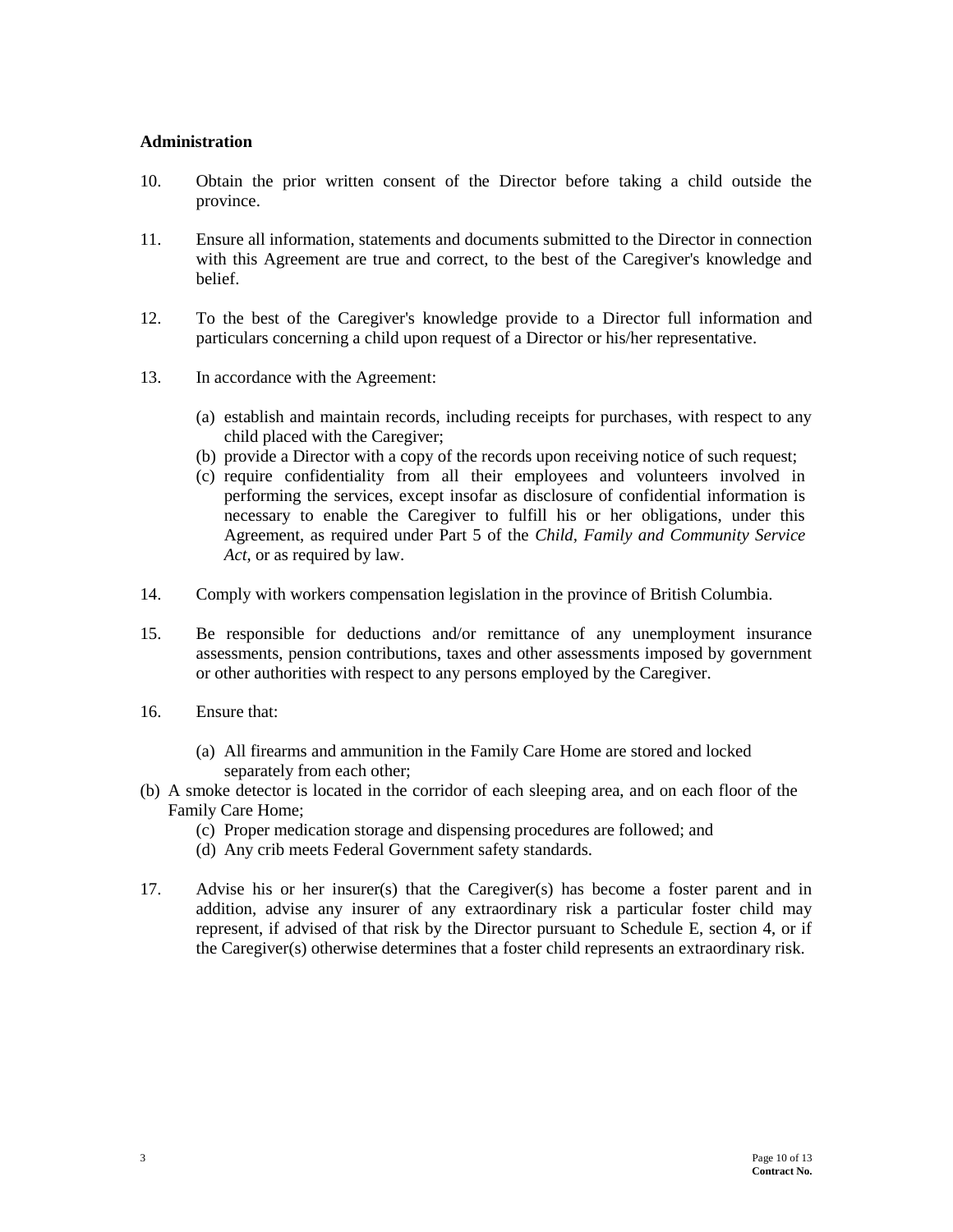**Administration**

10. Obtain the prior written consent of the Director before taking a child outside the province.

11. Ensure all information, statements and documents submitted to the Director in connection with this Agreement are true and correct, to the best of the Caregiver's knowledge and belief.

12. To the best of the Caregiver's knowledge provide to a Director full information and particulars concerning a child upon request of a Director or his/her representative.

13. In accordance with the Agreement:

    (a) establish and maintain records, including receipts for purchases, with respect to any child placed with the Caregiver;
    (b) provide a Director with a copy of the records upon receiving notice of such request;
    (c) require confidentiality from all their employees and volunteers involved in performing the services, except insofar as disclosure of confidential information is necessary to enable the Caregiver to fulfill his or her obligations, under this Agreement, as required under Part 5 of the *Child, Family and Community Service Act*, or as required by law.

14. Comply with workers compensation legislation in the province of British Columbia.

15. Be responsible for deductions and/or remittance of any unemployment insurance assessments, pension contributions, taxes and other assessments imposed by government or other authorities with respect to any persons employed by the Caregiver.

16. Ensure that:

    (a) All firearms and ammunition in the Family Care Home are stored and locked separately from each other;
    (b) A smoke detector is located in the corridor of each sleeping area, and on each floor of the Family Care Home;
    (c) Proper medication storage and dispensing procedures are followed; and
    (d) Any crib meets Federal Government safety standards.

17. Advise his or her insurer(s) that the Caregiver(s) has become a foster parent and in addition, advise any insurer of any extraordinary risk a particular foster child may represent, if advised of that risk by the Director pursuant to Schedule E, section 4, or if the Caregiver(s) otherwise determines that a foster child represents an extraordinary risk.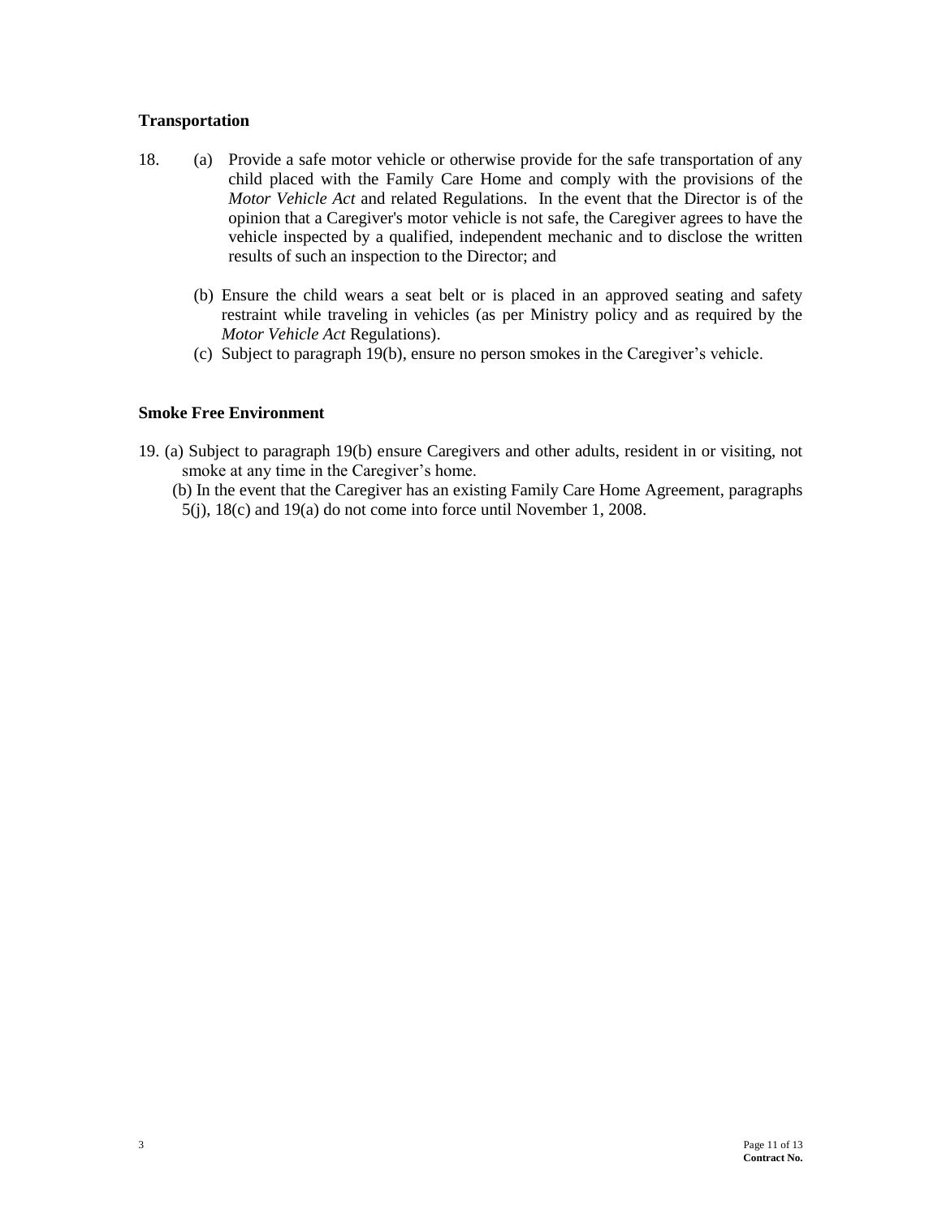**Transportation**

18. (a) Provide a safe motor vehicle or otherwise provide for the safe transportation of any child placed with the Family Care Home and comply with the provisions of the *Motor Vehicle Act* and related Regulations. In the event that the Director is of the opinion that a Caregiver's motor vehicle is not safe, the Caregiver agrees to have the vehicle inspected by a qualified, independent mechanic and to disclose the written results of such an inspection to the Director; and

    (b) Ensure the child wears a seat belt or is placed in an approved seating and safety restraint while traveling in vehicles (as per Ministry policy and as required by the *Motor Vehicle Act* Regulations).

    (c) Subject to paragraph 19(b), ensure no person smokes in the Caregiver's vehicle.

**Smoke Free Environment**

19. (a) Subject to paragraph 19(b) ensure Caregivers and other adults, resident in or visiting, not smoke at any time in the Caregiver's home.

    (b) In the event that the Caregiver has an existing Family Care Home Agreement, paragraphs 5(j), 18(c) and 19(a) do not come into force until November 1, 2008.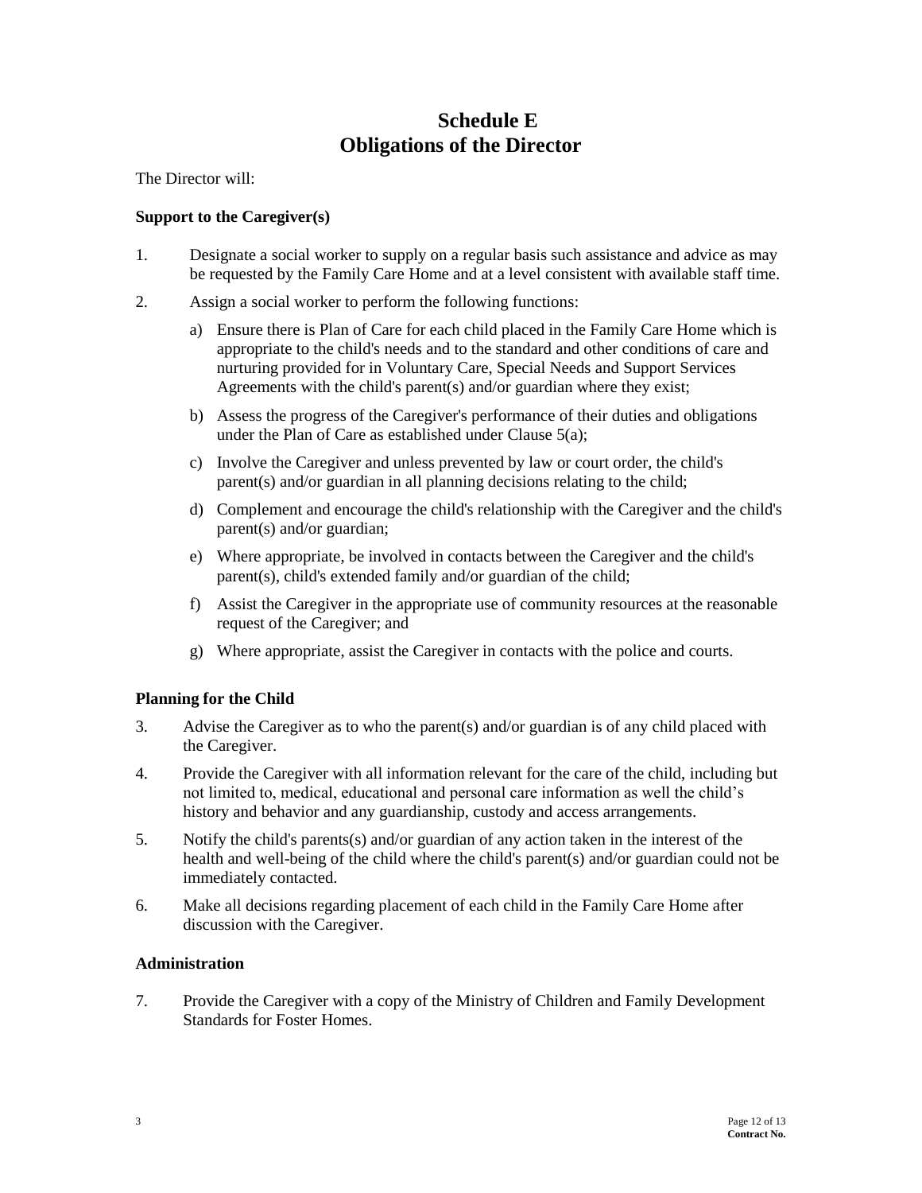# Schedule E
# Obligations of the Director

The Director will:

**Support to the Caregiver(s)**

1. Designate a social worker to supply on a regular basis such assistance and advice as may be requested by the Family Care Home and at a level consistent with available staff time.

2. Assign a social worker to perform the following functions:

   a) Ensure there is Plan of Care for each child placed in the Family Care Home which is appropriate to the child's needs and to the standard and other conditions of care and nurturing provided for in Voluntary Care, Special Needs and Support Services Agreements with the child's parent(s) and/or guardian where they exist;

   b) Assess the progress of the Caregiver's performance of their duties and obligations under the Plan of Care as established under Clause 5(a);

   c) Involve the Caregiver and unless prevented by law or court order, the child's parent(s) and/or guardian in all planning decisions relating to the child;

   d) Complement and encourage the child's relationship with the Caregiver and the child's parent(s) and/or guardian;

   e) Where appropriate, be involved in contacts between the Caregiver and the child's parent(s), child's extended family and/or guardian of the child;

   f) Assist the Caregiver in the appropriate use of community resources at the reasonable request of the Caregiver; and

   g) Where appropriate, assist the Caregiver in contacts with the police and courts.

**Planning for the Child**

3. Advise the Caregiver as to who the parent(s) and/or guardian is of any child placed with the Caregiver.

4. Provide the Caregiver with all information relevant for the care of the child, including but not limited to, medical, educational and personal care information as well the child's history and behavior and any guardianship, custody and access arrangements.

5. Notify the child's parents(s) and/or guardian of any action taken in the interest of the health and well-being of the child where the child's parent(s) and/or guardian could not be immediately contacted.

6. Make all decisions regarding placement of each child in the Family Care Home after discussion with the Caregiver.

**Administration**

7. Provide the Caregiver with a copy of the Ministry of Children and Family Development Standards for Foster Homes.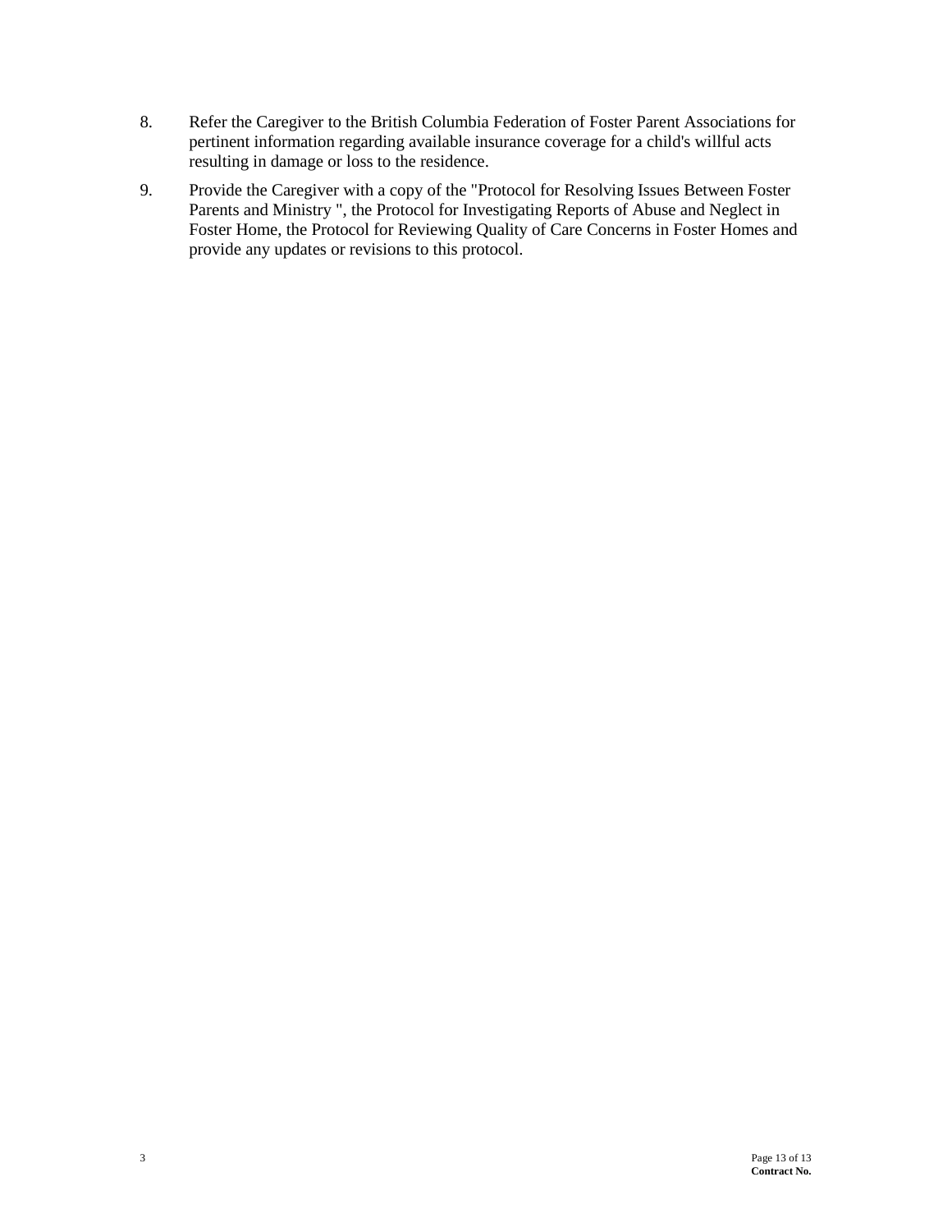8. Refer the Caregiver to the British Columbia Federation of Foster Parent Associations for pertinent information regarding available insurance coverage for a child's willful acts resulting in damage or loss to the residence.

9. Provide the Caregiver with a copy of the "Protocol for Resolving Issues Between Foster Parents and Ministry ", the Protocol for Investigating Reports of Abuse and Neglect in Foster Home, the Protocol for Reviewing Quality of Care Concerns in Foster Homes and provide any updates or revisions to this protocol.